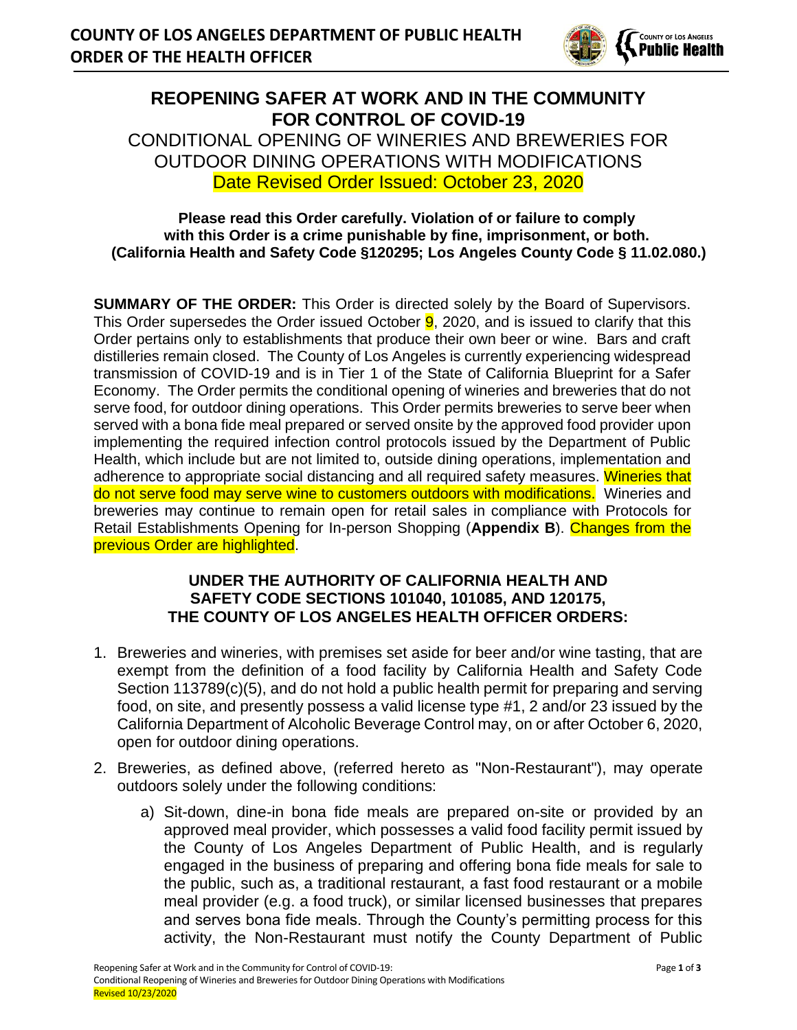**COUNTY OF LOS ANGELES DEPARTMENT OF PUBLIC HEALTH**
**ORDER OF THE HEALTH OFFICER**

# REOPENING SAFER AT WORK AND IN THE COMMUNITY FOR CONTROL OF COVID-19

## CONDITIONAL OPENING OF WINERIES AND BREWERIES FOR OUTDOOR DINING OPERATIONS WITH MODIFICATIONS

Date Revised Order Issued: October 23, 2020

**Please read this Order carefully. Violation of or failure to comply with this Order is a crime punishable by fine, imprisonment, or both. (California Health and Safety Code §120295; Los Angeles County Code § 11.02.080.)**

**SUMMARY OF THE ORDER:** This Order is directed solely by the Board of Supervisors. This Order supersedes the Order issued October 9, 2020, and is issued to clarify that this Order pertains only to establishments that produce their own beer or wine. Bars and craft distilleries remain closed. The County of Los Angeles is currently experiencing widespread transmission of COVID-19 and is in Tier 1 of the State of California Blueprint for a Safer Economy. The Order permits the conditional opening of wineries and breweries that do not serve food, for outdoor dining operations. This Order permits breweries to serve beer when served with a bona fide meal prepared or served onsite by the approved food provider upon implementing the required infection control protocols issued by the Department of Public Health, which include but are not limited to, outside dining operations, implementation and adherence to appropriate social distancing and all required safety measures. Wineries that do not serve food may serve wine to customers outdoors with modifications. Wineries and breweries may continue to remain open for retail sales in compliance with Protocols for Retail Establishments Opening for In-person Shopping (**Appendix B**). Changes from the previous Order are highlighted.

**UNDER THE AUTHORITY OF CALIFORNIA HEALTH AND SAFETY CODE SECTIONS 101040, 101085, AND 120175, THE COUNTY OF LOS ANGELES HEALTH OFFICER ORDERS:**

1. Breweries and wineries, with premises set aside for beer and/or wine tasting, that are exempt from the definition of a food facility by California Health and Safety Code Section 113789(c)(5), and do not hold a public health permit for preparing and serving food, on site, and presently possess a valid license type #1, 2 and/or 23 issued by the California Department of Alcoholic Beverage Control may, on or after October 6, 2020, open for outdoor dining operations.
2. Breweries, as defined above, (referred hereto as "Non-Restaurant"), may operate outdoors solely under the following conditions:
   a) Sit-down, dine-in bona fide meals are prepared on-site or provided by an approved meal provider, which possesses a valid food facility permit issued by the County of Los Angeles Department of Public Health, and is regularly engaged in the business of preparing and offering bona fide meals for sale to the public, such as, a traditional restaurant, a fast food restaurant or a mobile meal provider (e.g. a food truck), or similar licensed businesses that prepares and serves bona fide meals. Through the County's permitting process for this activity, the Non-Restaurant must notify the County Department of Public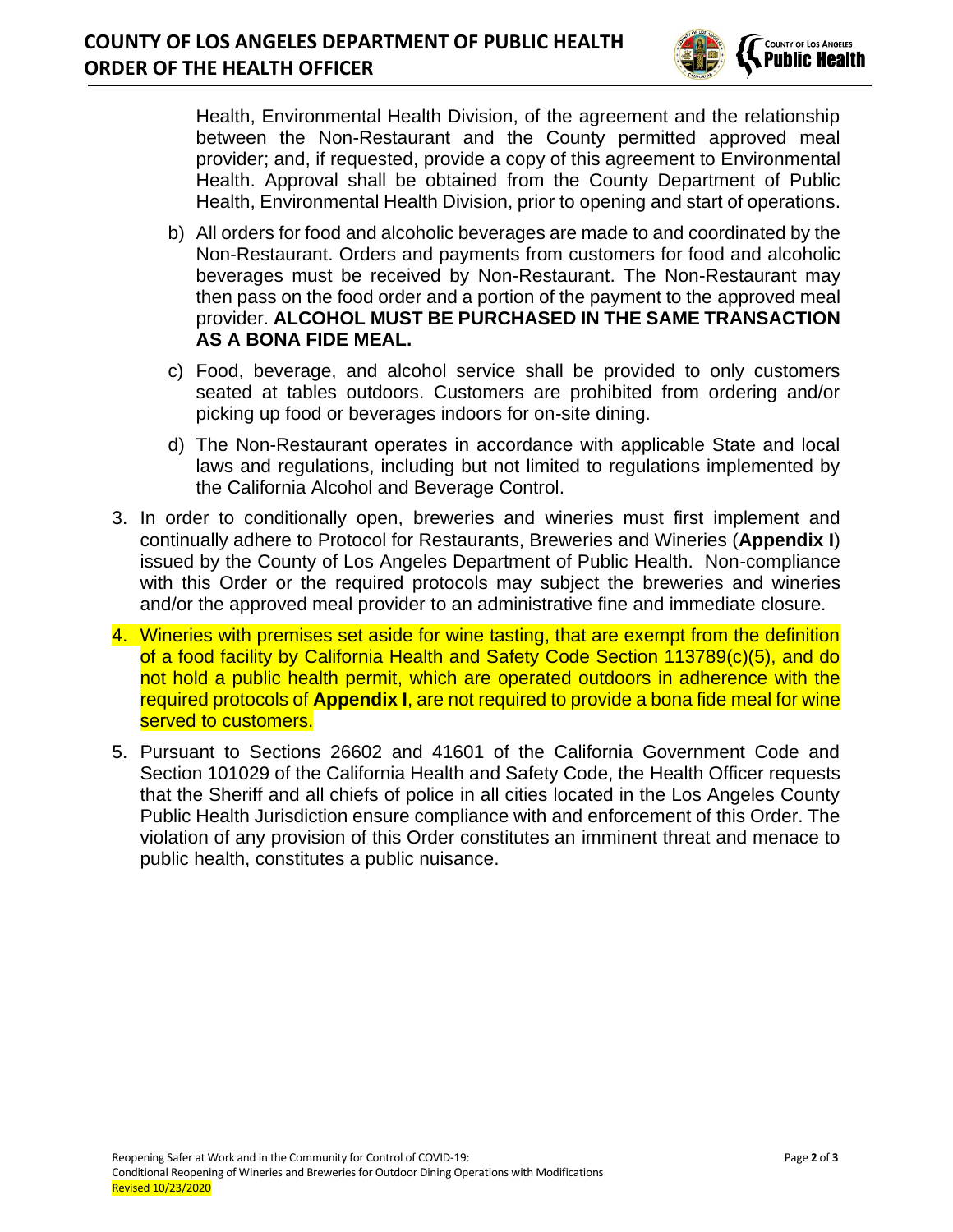Health, Environmental Health Division, of the agreement and the relationship between the Non-Restaurant and the County permitted approved meal provider; and, if requested, provide a copy of this agreement to Environmental Health. Approval shall be obtained from the County Department of Public Health, Environmental Health Division, prior to opening and start of operations.

b) All orders for food and alcoholic beverages are made to and coordinated by the Non-Restaurant. Orders and payments from customers for food and alcoholic beverages must be received by Non-Restaurant. The Non-Restaurant may then pass on the food order and a portion of the payment to the approved meal provider. **ALCOHOL MUST BE PURCHASED IN THE SAME TRANSACTION AS A BONA FIDE MEAL.**

c) Food, beverage, and alcohol service shall be provided to only customers seated at tables outdoors. Customers are prohibited from ordering and/or picking up food or beverages indoors for on-site dining.

d) The Non-Restaurant operates in accordance with applicable State and local laws and regulations, including but not limited to regulations implemented by the California Alcohol and Beverage Control.

3. In order to conditionally open, breweries and wineries must first implement and continually adhere to Protocol for Restaurants, Breweries and Wineries (**Appendix I**) issued by the County of Los Angeles Department of Public Health. Non-compliance with this Order or the required protocols may subject the breweries and wineries and/or the approved meal provider to an administrative fine and immediate closure.

4. Wineries with premises set aside for wine tasting, that are exempt from the definition of a food facility by California Health and Safety Code Section 113789(c)(5), and do not hold a public health permit, which are operated outdoors in adherence with the required protocols of **Appendix I**, are not required to provide a bona fide meal for wine served to customers.

5. Pursuant to Sections 26602 and 41601 of the California Government Code and Section 101029 of the California Health and Safety Code, the Health Officer requests that the Sheriff and all chiefs of police in all cities located in the Los Angeles County Public Health Jurisdiction ensure compliance with and enforcement of this Order. The violation of any provision of this Order constitutes an imminent threat and menace to public health, constitutes a public nuisance.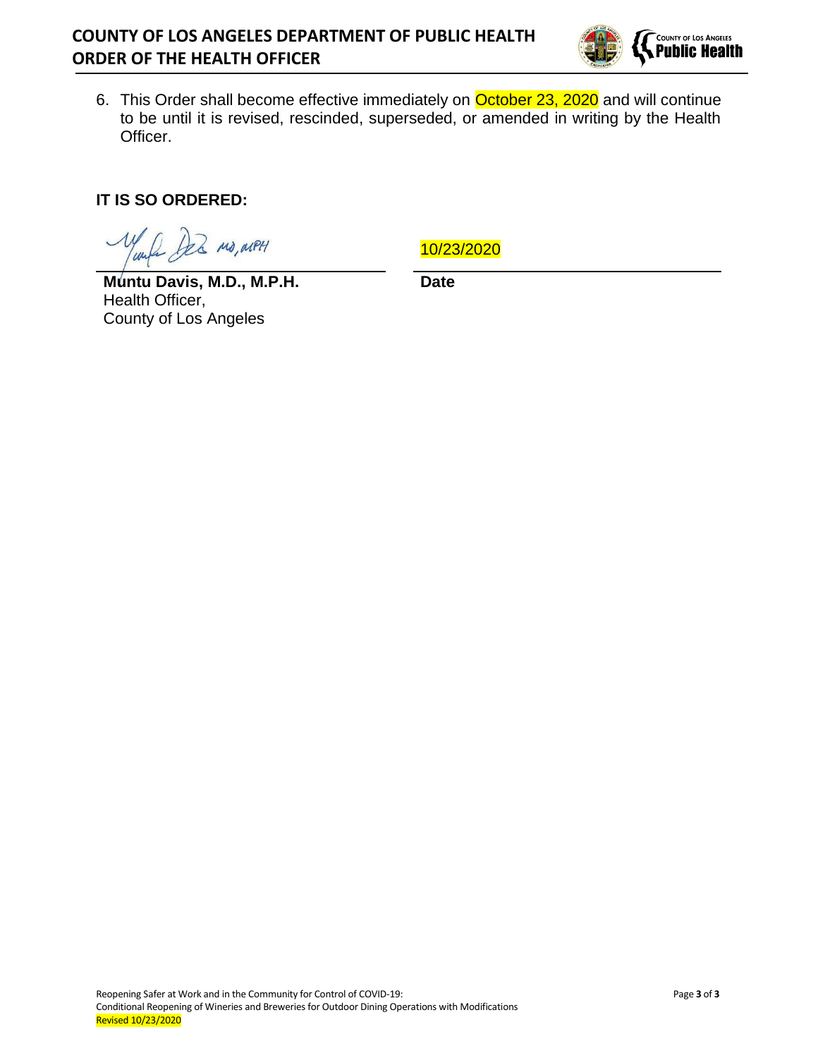6. This Order shall become effective immediately on October 23, 2020 and will continue to be until it is revised, rescinded, superseded, or amended in writing by the Health Officer.

**IT IS SO ORDERED:**

| | |
|---|---|
| **Muntu Davis, M.D., M.P.H.**<br>Health Officer,<br>County of Los Angeles | 10/23/2020<br>**Date** |